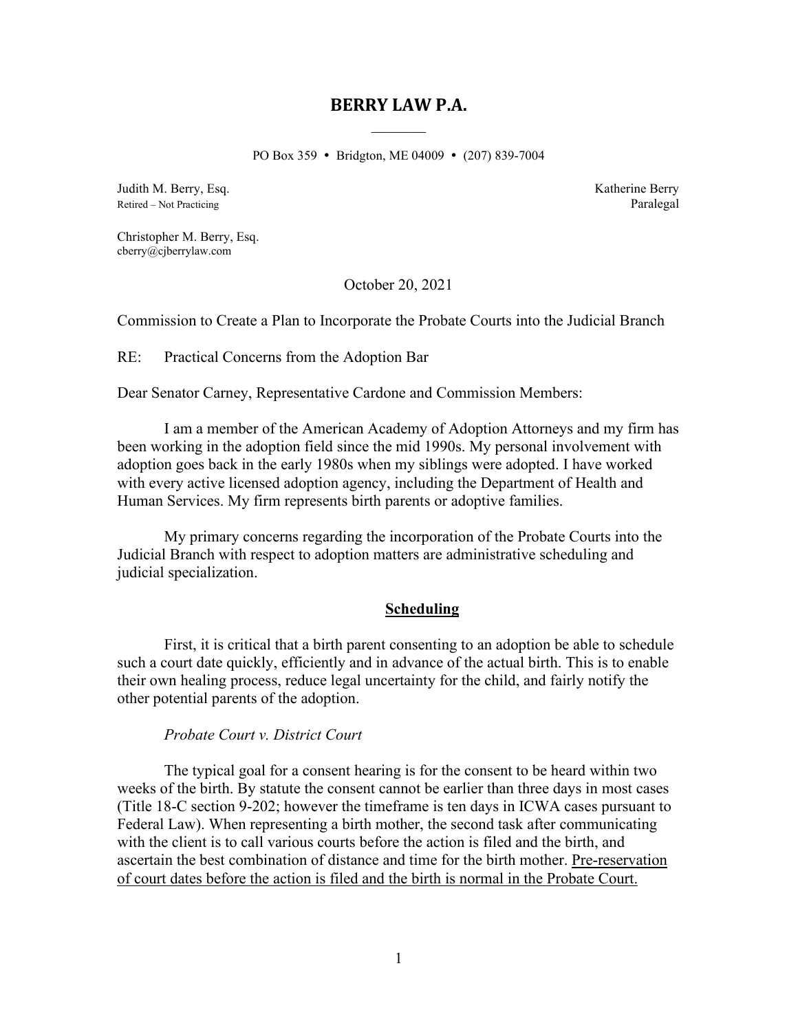# BERRY LAW P.A.

PO Box 359 • Bridgton, ME 04009 • (207) 839-7004

Judith M. Berry, Esq.
Retired – Not Practicing

Katherine Berry
Paralegal

Christopher M. Berry, Esq.
cberry@cjberrylaw.com

October 20, 2021

Commission to Create a Plan to Incorporate the Probate Courts into the Judicial Branch

RE: Practical Concerns from the Adoption Bar

Dear Senator Carney, Representative Cardone and Commission Members:

I am a member of the American Academy of Adoption Attorneys and my firm has been working in the adoption field since the mid 1990s. My personal involvement with adoption goes back in the early 1980s when my siblings were adopted. I have worked with every active licensed adoption agency, including the Department of Health and Human Services. My firm represents birth parents or adoptive families.

My primary concerns regarding the incorporation of the Probate Courts into the Judicial Branch with respect to adoption matters are administrative scheduling and judicial specialization.

## Scheduling

First, it is critical that a birth parent consenting to an adoption be able to schedule such a court date quickly, efficiently and in advance of the actual birth. This is to enable their own healing process, reduce legal uncertainty for the child, and fairly notify the other potential parents of the adoption.

*Probate Court v. District Court*

The typical goal for a consent hearing is for the consent to be heard within two weeks of the birth. By statute the consent cannot be earlier than three days in most cases (Title 18-C section 9-202; however the timeframe is ten days in ICWA cases pursuant to Federal Law). When representing a birth mother, the second task after communicating with the client is to call various courts before the action is filed and the birth, and ascertain the best combination of distance and time for the birth mother. <u>Pre-reservation of court dates before the action is filed and the birth is normal in the Probate Court.</u>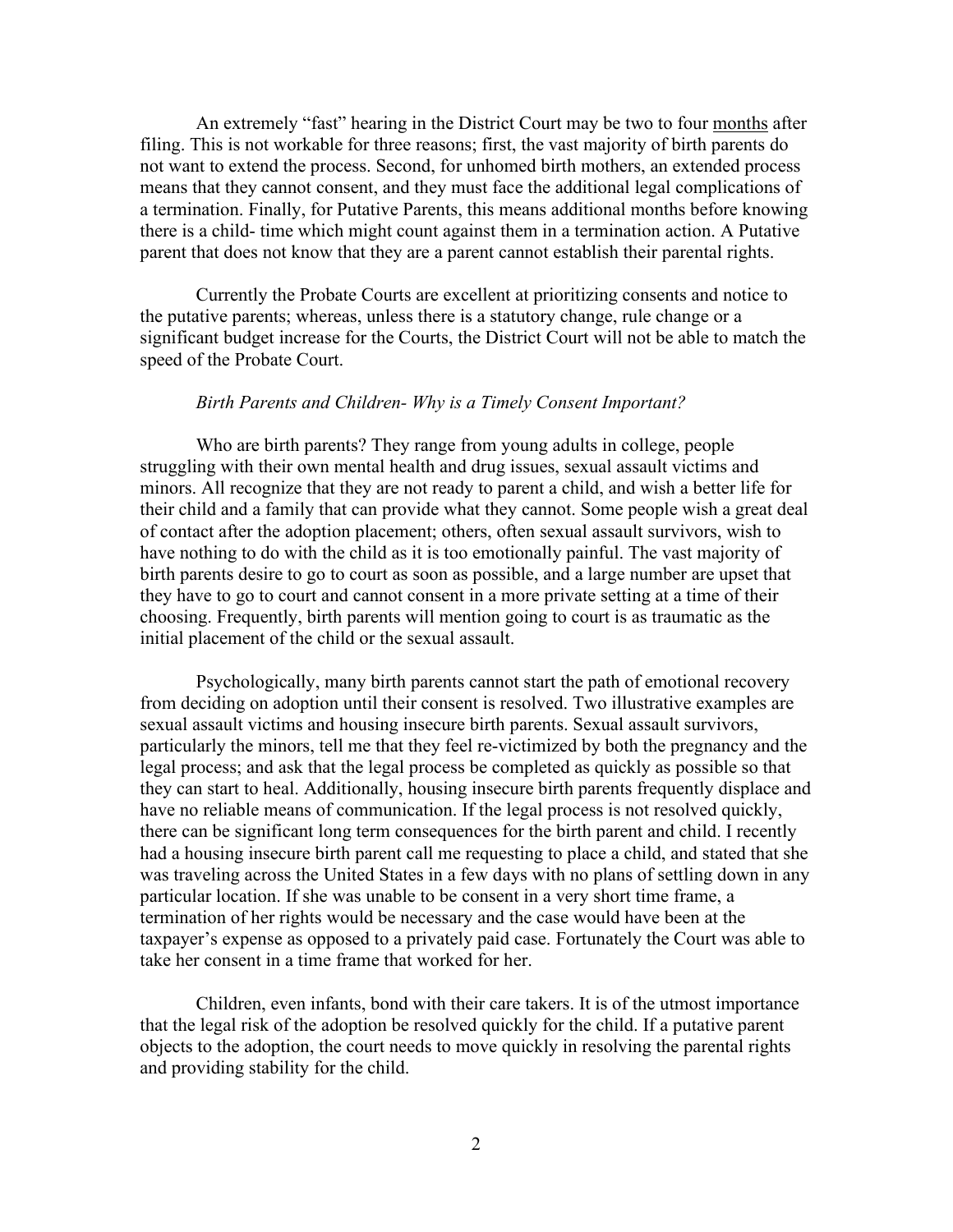An extremely "fast" hearing in the District Court may be two to four months after filing. This is not workable for three reasons; first, the vast majority of birth parents do not want to extend the process. Second, for unhomed birth mothers, an extended process means that they cannot consent, and they must face the additional legal complications of a termination. Finally, for Putative Parents, this means additional months before knowing there is a child- time which might count against them in a termination action. A Putative parent that does not know that they are a parent cannot establish their parental rights.

Currently the Probate Courts are excellent at prioritizing consents and notice to the putative parents; whereas, unless there is a statutory change, rule change or a significant budget increase for the Courts, the District Court will not be able to match the speed of the Probate Court.

*Birth Parents and Children- Why is a Timely Consent Important?*

Who are birth parents? They range from young adults in college, people struggling with their own mental health and drug issues, sexual assault victims and minors. All recognize that they are not ready to parent a child, and wish a better life for their child and a family that can provide what they cannot. Some people wish a great deal of contact after the adoption placement; others, often sexual assault survivors, wish to have nothing to do with the child as it is too emotionally painful. The vast majority of birth parents desire to go to court as soon as possible, and a large number are upset that they have to go to court and cannot consent in a more private setting at a time of their choosing. Frequently, birth parents will mention going to court is as traumatic as the initial placement of the child or the sexual assault.

Psychologically, many birth parents cannot start the path of emotional recovery from deciding on adoption until their consent is resolved. Two illustrative examples are sexual assault victims and housing insecure birth parents. Sexual assault survivors, particularly the minors, tell me that they feel re-victimized by both the pregnancy and the legal process; and ask that the legal process be completed as quickly as possible so that they can start to heal. Additionally, housing insecure birth parents frequently displace and have no reliable means of communication. If the legal process is not resolved quickly, there can be significant long term consequences for the birth parent and child. I recently had a housing insecure birth parent call me requesting to place a child, and stated that she was traveling across the United States in a few days with no plans of settling down in any particular location. If she was unable to be consent in a very short time frame, a termination of her rights would be necessary and the case would have been at the taxpayer's expense as opposed to a privately paid case. Fortunately the Court was able to take her consent in a time frame that worked for her.

Children, even infants, bond with their care takers. It is of the utmost importance that the legal risk of the adoption be resolved quickly for the child. If a putative parent objects to the adoption, the court needs to move quickly in resolving the parental rights and providing stability for the child.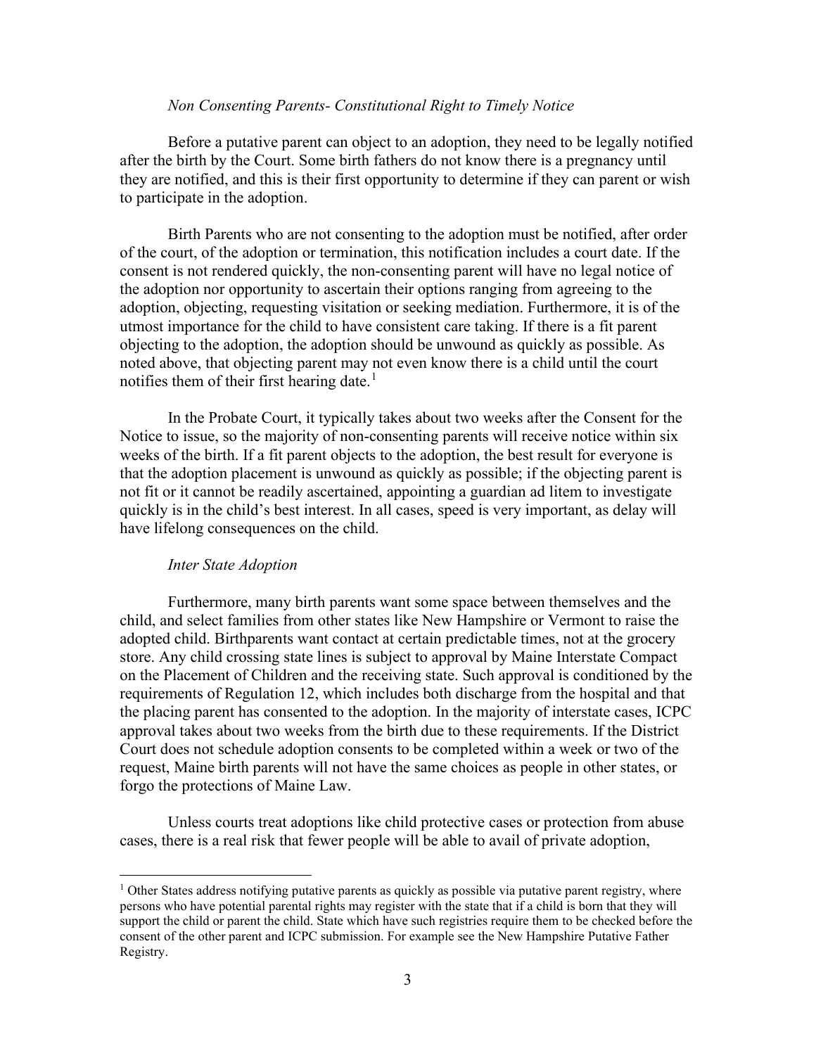*Non Consenting Parents- Constitutional Right to Timely Notice*

Before a putative parent can object to an adoption, they need to be legally notified after the birth by the Court. Some birth fathers do not know there is a pregnancy until they are notified, and this is their first opportunity to determine if they can parent or wish to participate in the adoption.

Birth Parents who are not consenting to the adoption must be notified, after order of the court, of the adoption or termination, this notification includes a court date. If the consent is not rendered quickly, the non-consenting parent will have no legal notice of the adoption nor opportunity to ascertain their options ranging from agreeing to the adoption, objecting, requesting visitation or seeking mediation. Furthermore, it is of the utmost importance for the child to have consistent care taking. If there is a fit parent objecting to the adoption, the adoption should be unwound as quickly as possible. As noted above, that objecting parent may not even know there is a child until the court notifies them of their first hearing date.[1]

In the Probate Court, it typically takes about two weeks after the Consent for the Notice to issue, so the majority of non-consenting parents will receive notice within six weeks of the birth. If a fit parent objects to the adoption, the best result for everyone is that the adoption placement is unwound as quickly as possible; if the objecting parent is not fit or it cannot be readily ascertained, appointing a guardian ad litem to investigate quickly is in the child's best interest. In all cases, speed is very important, as delay will have lifelong consequences on the child.

*Inter State Adoption*

Furthermore, many birth parents want some space between themselves and the child, and select families from other states like New Hampshire or Vermont to raise the adopted child. Birthparents want contact at certain predictable times, not at the grocery store. Any child crossing state lines is subject to approval by Maine Interstate Compact on the Placement of Children and the receiving state. Such approval is conditioned by the requirements of Regulation 12, which includes both discharge from the hospital and that the placing parent has consented to the adoption. In the majority of interstate cases, ICPC approval takes about two weeks from the birth due to these requirements. If the District Court does not schedule adoption consents to be completed within a week or two of the request, Maine birth parents will not have the same choices as people in other states, or forgo the protections of Maine Law.

Unless courts treat adoptions like child protective cases or protection from abuse cases, there is a real risk that fewer people will be able to avail of private adoption,

---

[1] Other States address notifying putative parents as quickly as possible via putative parent registry, where persons who have potential parental rights may register with the state that if a child is born that they will support the child or parent the child. State which have such registries require them to be checked before the consent of the other parent and ICPC submission. For example see the New Hampshire Putative Father Registry.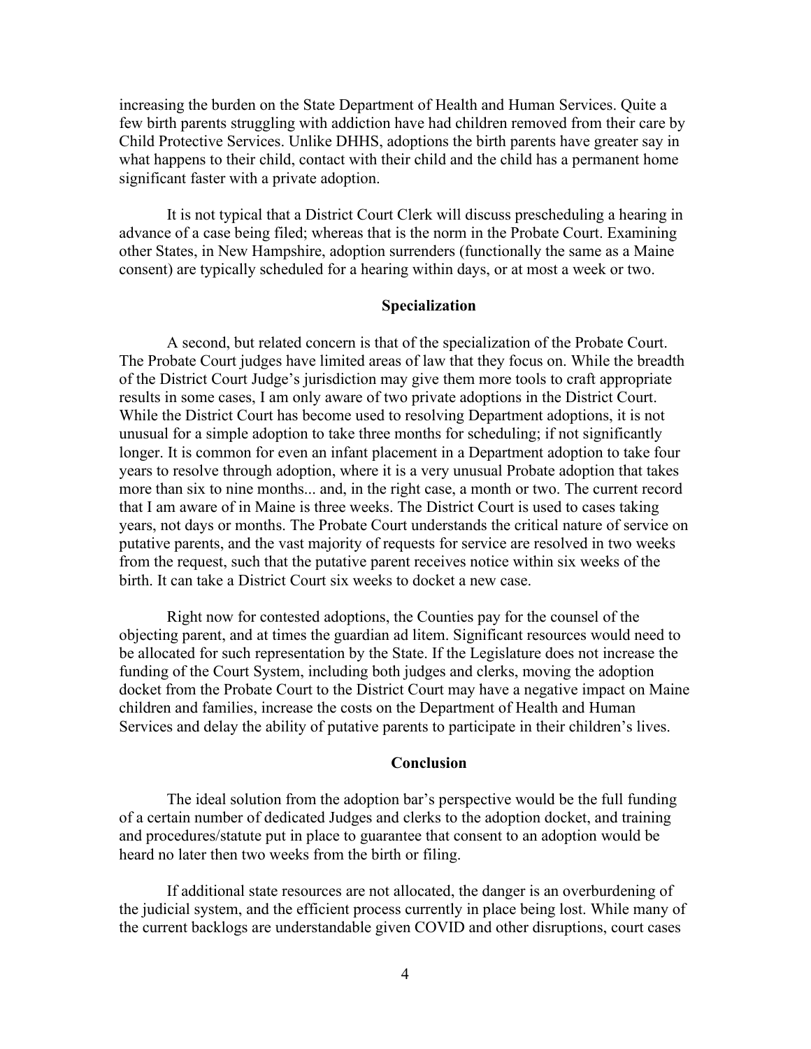increasing the burden on the State Department of Health and Human Services. Quite a few birth parents struggling with addiction have had children removed from their care by Child Protective Services. Unlike DHHS, adoptions the birth parents have greater say in what happens to their child, contact with their child and the child has a permanent home significant faster with a private adoption.

It is not typical that a District Court Clerk will discuss prescheduling a hearing in advance of a case being filed; whereas that is the norm in the Probate Court. Examining other States, in New Hampshire, adoption surrenders (functionally the same as a Maine consent) are typically scheduled for a hearing within days, or at most a week or two.

## Specialization

A second, but related concern is that of the specialization of the Probate Court. The Probate Court judges have limited areas of law that they focus on. While the breadth of the District Court Judge's jurisdiction may give them more tools to craft appropriate results in some cases, I am only aware of two private adoptions in the District Court. While the District Court has become used to resolving Department adoptions, it is not unusual for a simple adoption to take three months for scheduling; if not significantly longer. It is common for even an infant placement in a Department adoption to take four years to resolve through adoption, where it is a very unusual Probate adoption that takes more than six to nine months... and, in the right case, a month or two. The current record that I am aware of in Maine is three weeks. The District Court is used to cases taking years, not days or months. The Probate Court understands the critical nature of service on putative parents, and the vast majority of requests for service are resolved in two weeks from the request, such that the putative parent receives notice within six weeks of the birth. It can take a District Court six weeks to docket a new case.

Right now for contested adoptions, the Counties pay for the counsel of the objecting parent, and at times the guardian ad litem. Significant resources would need to be allocated for such representation by the State. If the Legislature does not increase the funding of the Court System, including both judges and clerks, moving the adoption docket from the Probate Court to the District Court may have a negative impact on Maine children and families, increase the costs on the Department of Health and Human Services and delay the ability of putative parents to participate in their children's lives.

## Conclusion

The ideal solution from the adoption bar's perspective would be the full funding of a certain number of dedicated Judges and clerks to the adoption docket, and training and procedures/statute put in place to guarantee that consent to an adoption would be heard no later then two weeks from the birth or filing.

If additional state resources are not allocated, the danger is an overburdening of the judicial system, and the efficient process currently in place being lost. While many of the current backlogs are understandable given COVID and other disruptions, court cases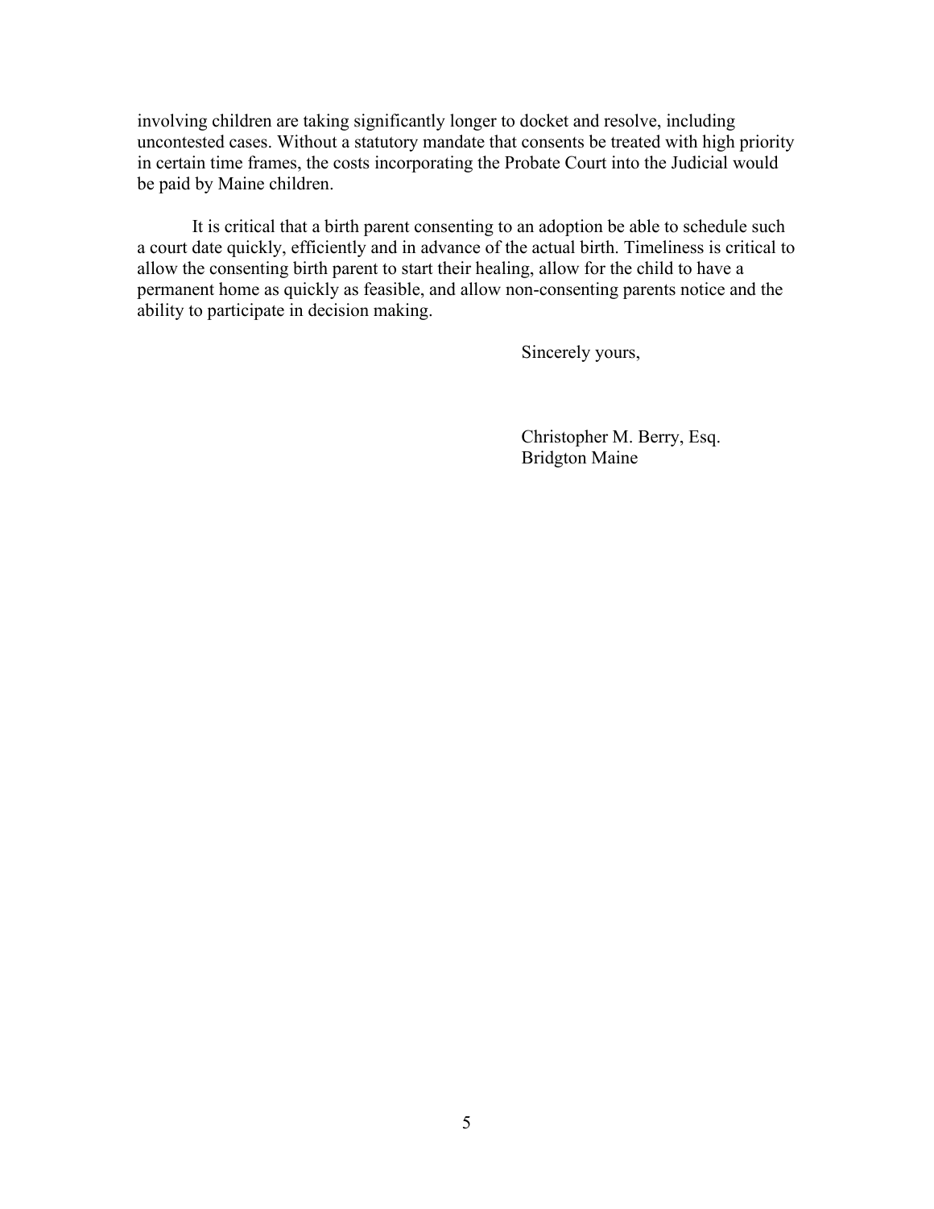involving children are taking significantly longer to docket and resolve, including uncontested cases. Without a statutory mandate that consents be treated with high priority in certain time frames, the costs incorporating the Probate Court into the Judicial would be paid by Maine children.

It is critical that a birth parent consenting to an adoption be able to schedule such a court date quickly, efficiently and in advance of the actual birth. Timeliness is critical to allow the consenting birth parent to start their healing, allow for the child to have a permanent home as quickly as feasible, and allow non-consenting parents notice and the ability to participate in decision making.

Sincerely yours,

Christopher M. Berry, Esq.
Bridgton Maine